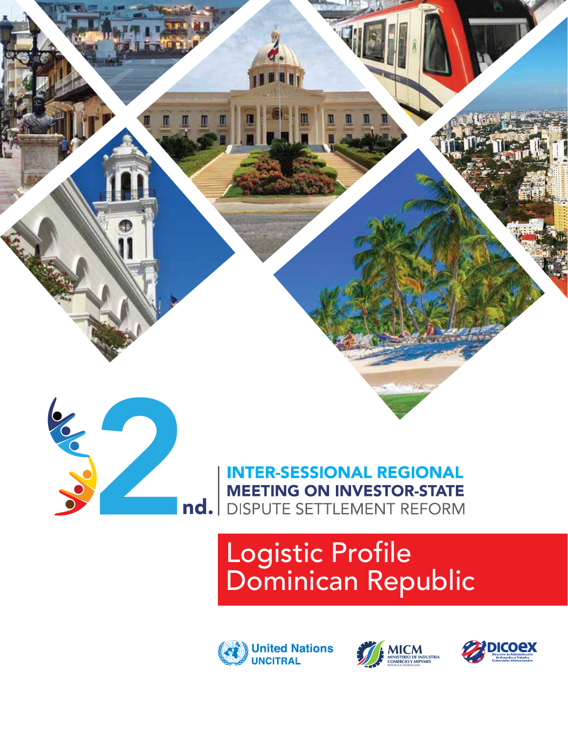# 2nd. INTER-SESSIONAL REGIONAL MEETING ON INVESTOR-STATE DISPUTE SETTLEMENT REFORM

## Logistic Profile Dominican Republic

United Nations UNCITRAL

MICM MINISTERIO DE INDUSTRIA COMERCIO Y MIPYMES REPÚBLICA DOMINICANA

DICOEX Dirección de Administración de Acuerdos y Tratados Comerciales Internacionales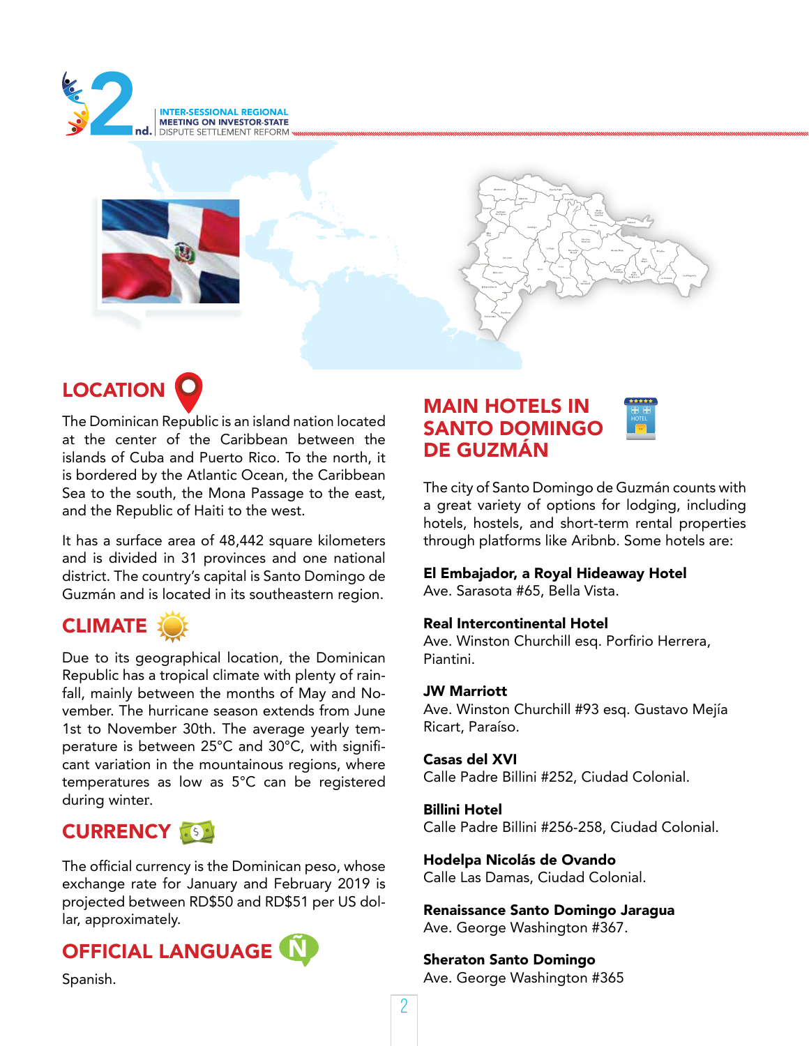## LOCATION

The Dominican Republic is an island nation located at the center of the Caribbean between the islands of Cuba and Puerto Rico. To the north, it is bordered by the Atlantic Ocean, the Caribbean Sea to the south, the Mona Passage to the east, and the Republic of Haiti to the west.

It has a surface area of 48,442 square kilometers and is divided in 31 provinces and one national district. The country's capital is Santo Domingo de Guzmán and is located in its southeastern region.

## CLIMATE

Due to its geographical location, the Dominican Republic has a tropical climate with plenty of rainfall, mainly between the months of May and November. The hurricane season extends from June 1st to November 30th. The average yearly temperature is between 25°C and 30°C, with significant variation in the mountainous regions, where temperatures as low as 5°C can be registered during winter.

## CURRENCY

The official currency is the Dominican peso, whose exchange rate for January and February 2019 is projected between RD$50 and RD$51 per US dollar, approximately.

## OFFICIAL LANGUAGE

Spanish.

## MAIN HOTELS IN SANTO DOMINGO DE GUZMÁN

The city of Santo Domingo de Guzmán counts with a great variety of options for lodging, including hotels, hostels, and short-term rental properties through platforms like Aribnb. Some hotels are:

**El Embajador, a Royal Hideaway Hotel**
Ave. Sarasota #65, Bella Vista.

**Real Intercontinental Hotel**
Ave. Winston Churchill esq. Porfirio Herrera, Piantini.

**JW Marriott**
Ave. Winston Churchill #93 esq. Gustavo Mejía Ricart, Paraíso.

**Casas del XVI**
Calle Padre Billini #252, Ciudad Colonial.

**Billini Hotel**
Calle Padre Billini #256-258, Ciudad Colonial.

**Hodelpa Nicolás de Ovando**
Calle Las Damas, Ciudad Colonial.

**Renaissance Santo Domingo Jaragua**
Ave. George Washington #367.

**Sheraton Santo Domingo**
Ave. George Washington #365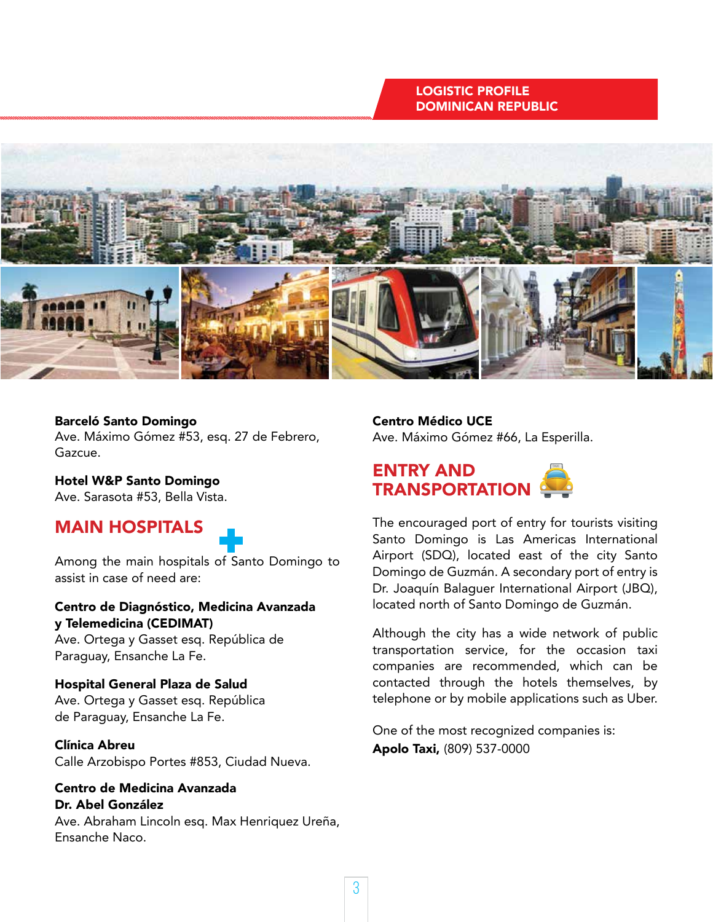**Barceló Santo Domingo**
Ave. Máximo Gómez #53, esq. 27 de Febrero, Gazcue.

**Hotel W&P Santo Domingo**
Ave. Sarasota #53, Bella Vista.

## MAIN HOSPITALS

Among the main hospitals of Santo Domingo to assist in case of need are:

**Centro de Diagnóstico, Medicina Avanzada y Telemedicina (CEDIMAT)**
Ave. Ortega y Gasset esq. República de Paraguay, Ensanche La Fe.

**Hospital General Plaza de Salud**
Ave. Ortega y Gasset esq. República de Paraguay, Ensanche La Fe.

**Clínica Abreu**
Calle Arzobispo Portes #853, Ciudad Nueva.

**Centro de Medicina Avanzada Dr. Abel González**
Ave. Abraham Lincoln esq. Max Henriquez Ureña, Ensanche Naco.

**Centro Médico UCE**
Ave. Máximo Gómez #66, La Esperilla.

## ENTRY AND TRANSPORTATION

The encouraged port of entry for tourists visiting Santo Domingo is Las Americas International Airport (SDQ), located east of the city Santo Domingo de Guzmán. A secondary port of entry is Dr. Joaquín Balaguer International Airport (JBQ), located north of Santo Domingo de Guzmán.

Although the city has a wide network of public transportation service, for the occasion taxi companies are recommended, which can be contacted through the hotels themselves, by telephone or by mobile applications such as Uber.

One of the most recognized companies is:
**Apolo Taxi,** (809) 537-0000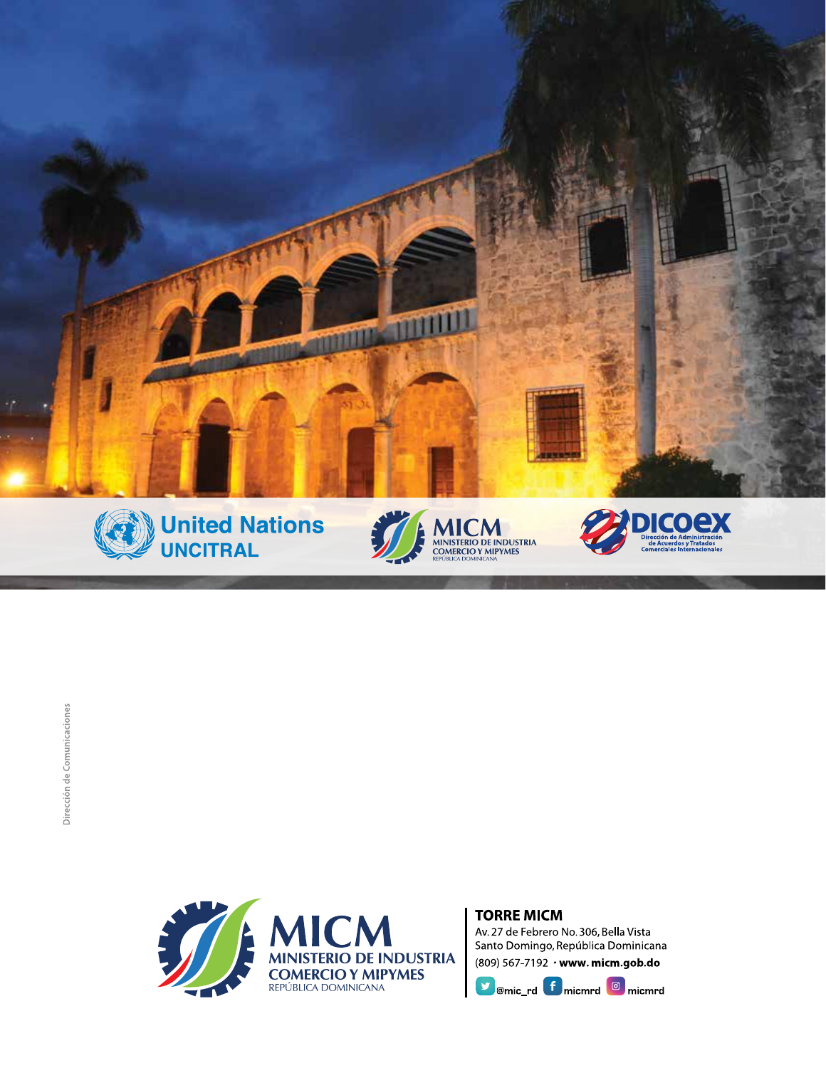United Nations
UNCITRAL

MICM
MINISTERIO DE INDUSTRIA
COMERCIO Y MIPYMES
REPÚBLICA DOMINICANA

DICOEX
Dirección de Administración de Acuerdos y Tratados Comerciales Internacionales

Dirección de Comunicaciones

MICM
MINISTERIO DE INDUSTRIA
COMERCIO Y MIPYMES
REPÚBLICA DOMINICANA

**TORRE MICM**
Av. 27 de Febrero No. 306, Bella Vista
Santo Domingo, República Dominicana
(809) 567-7192 · **www. micm.gob.do**
@mic_rd micmrd micmrd